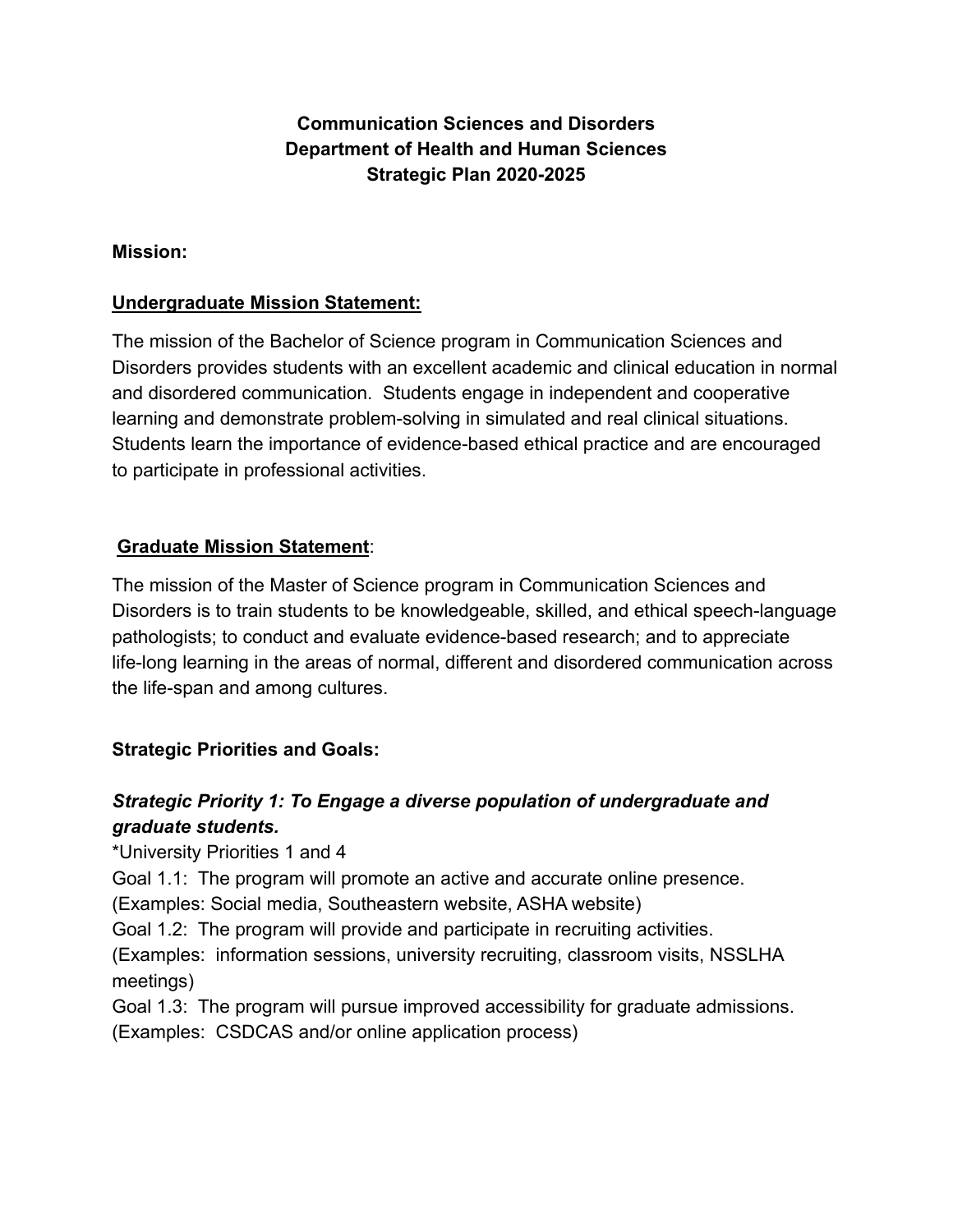# Communication Sciences and Disorders
# Department of Health and Human Sciences
# Strategic Plan 2020-2025

**Mission:**

**Undergraduate Mission Statement:**

The mission of the Bachelor of Science program in Communication Sciences and Disorders provides students with an excellent academic and clinical education in normal and disordered communication. Students engage in independent and cooperative learning and demonstrate problem-solving in simulated and real clinical situations. Students learn the importance of evidence-based ethical practice and are encouraged to participate in professional activities.

**Graduate Mission Statement**:

The mission of the Master of Science program in Communication Sciences and Disorders is to train students to be knowledgeable, skilled, and ethical speech-language pathologists; to conduct and evaluate evidence-based research; and to appreciate life-long learning in the areas of normal, different and disordered communication across the life-span and among cultures.

**Strategic Priorities and Goals:**

***Strategic Priority 1: To Engage a diverse population of undergraduate and graduate students.***

*University Priorities 1 and 4

Goal 1.1: The program will promote an active and accurate online presence.
(Examples: Social media, Southeastern website, ASHA website)

Goal 1.2: The program will provide and participate in recruiting activities.
(Examples: information sessions, university recruiting, classroom visits, NSSLHA meetings)

Goal 1.3: The program will pursue improved accessibility for graduate admissions.
(Examples: CSDCAS and/or online application process)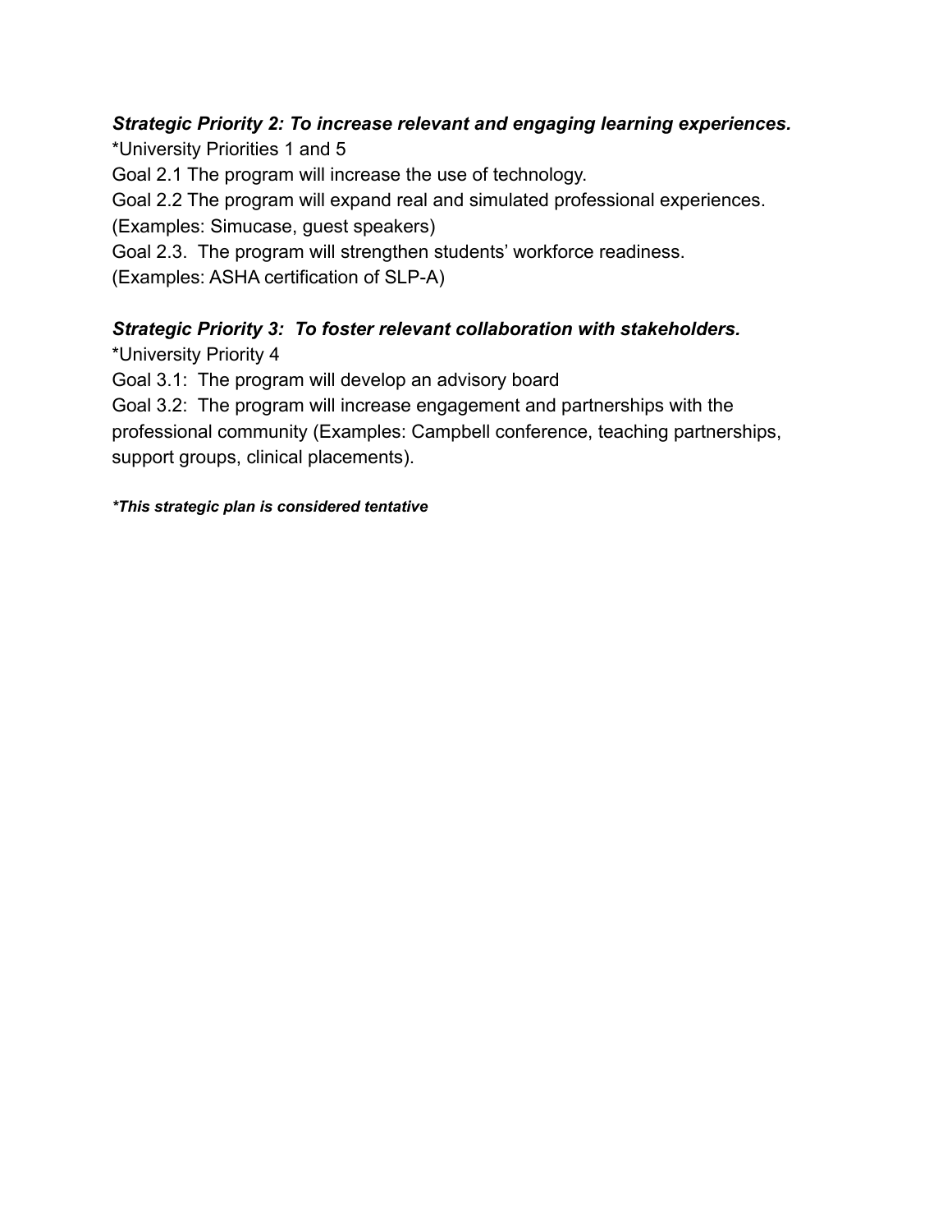***Strategic Priority 2: To increase relevant and engaging learning experiences.***

*University Priorities 1 and 5

Goal 2.1 The program will increase the use of technology.

Goal 2.2 The program will expand real and simulated professional experiences. (Examples: Simucase, guest speakers)

Goal 2.3. The program will strengthen students' workforce readiness. (Examples: ASHA certification of SLP-A)

***Strategic Priority 3: To foster relevant collaboration with stakeholders.***

*University Priority 4

Goal 3.1: The program will develop an advisory board

Goal 3.2: The program will increase engagement and partnerships with the professional community (Examples: Campbell conference, teaching partnerships, support groups, clinical placements).

***This strategic plan is considered tentative***